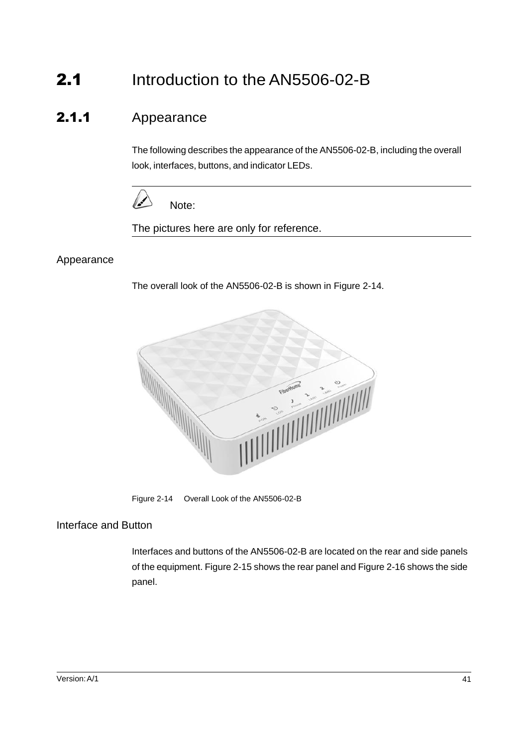# 2.1 Introduction to the AN5506-02-B

## 2.1.1 Appearance

The following describes the appearance of the AN5506-02-B, including the overall look, interfaces, buttons, and indicator LEDs.

---

Note:

The pictures here are only for reference.

---

### Appearance

The overall look of the AN5506-02-B is shown in Figure 2-14.

Figure 2-14 Overall Look of the AN5506-02-B

### Interface and Button

Interfaces and buttons of the AN5506-02-B are located on the rear and side panels of the equipment. Figure 2-15 shows the rear panel and Figure 2-16 shows the side panel.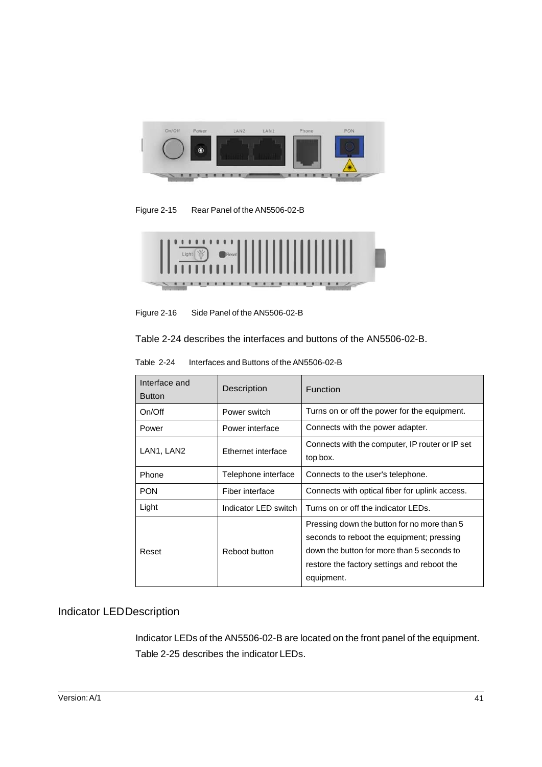Figure 2-15　Rear Panel of the AN5506-02-B

Figure 2-16　Side Panel of the AN5506-02-B

Table 2-24 describes the interfaces and buttons of the AN5506-02-B.

Table 2-24　Interfaces and Buttons of the AN5506-02-B

| Interface and Button | Description | Function |
|---|---|---|
| On/Off | Power switch | Turns on or off the power for the equipment. |
| Power | Power interface | Connects with the power adapter. |
| LAN1, LAN2 | Ethernet interface | Connects with the computer, IP router or IP set top box. |
| Phone | Telephone interface | Connects to the user's telephone. |
| PON | Fiber interface | Connects with optical fiber for uplink access. |
| Light | Indicator LED switch | Turns on or off the indicator LEDs. |
| Reset | Reboot button | Pressing down the button for no more than 5 seconds to reboot the equipment; pressing down the button for more than 5 seconds to restore the factory settings and reboot the equipment. |

## Indicator LED Description

Indicator LEDs of the AN5506-02-B are located on the front panel of the equipment. Table 2-25 describes the indicator LEDs.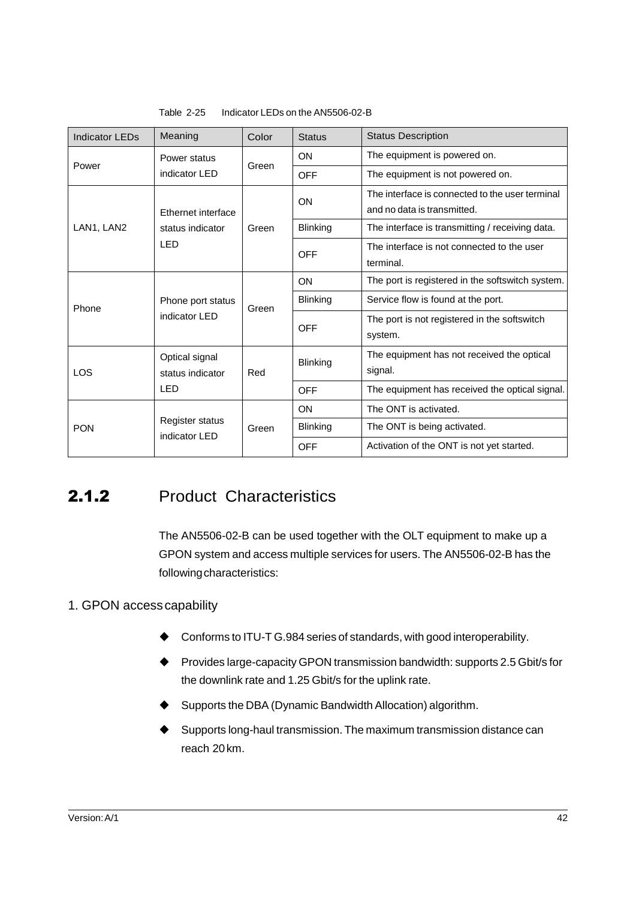Table 2-25 Indicator LEDs on the AN5506-02-B

| Indicator LEDs | Meaning | Color | Status | Status Description |
|---|---|---|---|---|
| Power | Power status indicator LED | Green | ON | The equipment is powered on. |
| | | | OFF | The equipment is not powered on. |
| LAN1, LAN2 | Ethernet interface status indicator LED | Green | ON | The interface is connected to the user terminal and no data is transmitted. |
| | | | Blinking | The interface is transmitting / receiving data. |
| | | | OFF | The interface is not connected to the user terminal. |
| Phone | Phone port status indicator LED | Green | ON | The port is registered in the softswitch system. |
| | | | Blinking | Service flow is found at the port. |
| | | | OFF | The port is not registered in the softswitch system. |
| LOS | Optical signal status indicator LED | Red | Blinking | The equipment has not received the optical signal. |
| | | | OFF | The equipment has received the optical signal. |
| PON | Register status indicator LED | Green | ON | The ONT is activated. |
| | | | Blinking | The ONT is being activated. |
| | | | OFF | Activation of the ONT is not yet started. |

## 2.1.2 Product Characteristics

The AN5506-02-B can be used together with the OLT equipment to make up a GPON system and access multiple services for users. The AN5506-02-B has the following characteristics:

1. GPON access capability

- Conforms to ITU-T G.984 series of standards, with good interoperability.
- Provides large-capacity GPON transmission bandwidth: supports 2.5 Gbit/s for the downlink rate and 1.25 Gbit/s for the uplink rate.
- Supports the DBA (Dynamic Bandwidth Allocation) algorithm.
- Supports long-haul transmission. The maximum transmission distance can reach 20 km.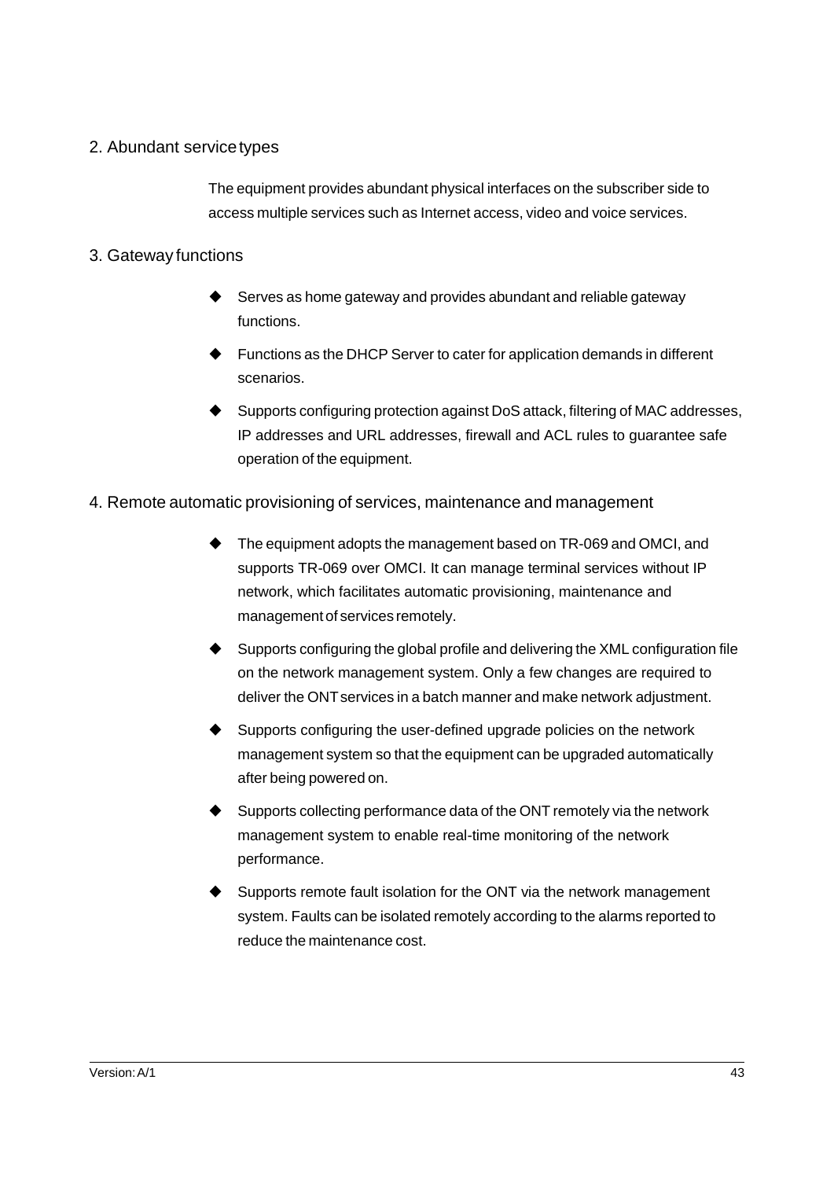## 2. Abundant service types

The equipment provides abundant physical interfaces on the subscriber side to access multiple services such as Internet access, video and voice services.

## 3. Gateway functions

- Serves as home gateway and provides abundant and reliable gateway functions.
- Functions as the DHCP Server to cater for application demands in different scenarios.
- Supports configuring protection against DoS attack, filtering of MAC addresses, IP addresses and URL addresses, firewall and ACL rules to guarantee safe operation of the equipment.

## 4. Remote automatic provisioning of services, maintenance and management

- The equipment adopts the management based on TR-069 and OMCI, and supports TR-069 over OMCI. It can manage terminal services without IP network, which facilitates automatic provisioning, maintenance and management of services remotely.
- Supports configuring the global profile and delivering the XML configuration file on the network management system. Only a few changes are required to deliver the ONT services in a batch manner and make network adjustment.
- Supports configuring the user-defined upgrade policies on the network management system so that the equipment can be upgraded automatically after being powered on.
- Supports collecting performance data of the ONT remotely via the network management system to enable real-time monitoring of the network performance.
- Supports remote fault isolation for the ONT via the network management system. Faults can be isolated remotely according to the alarms reported to reduce the maintenance cost.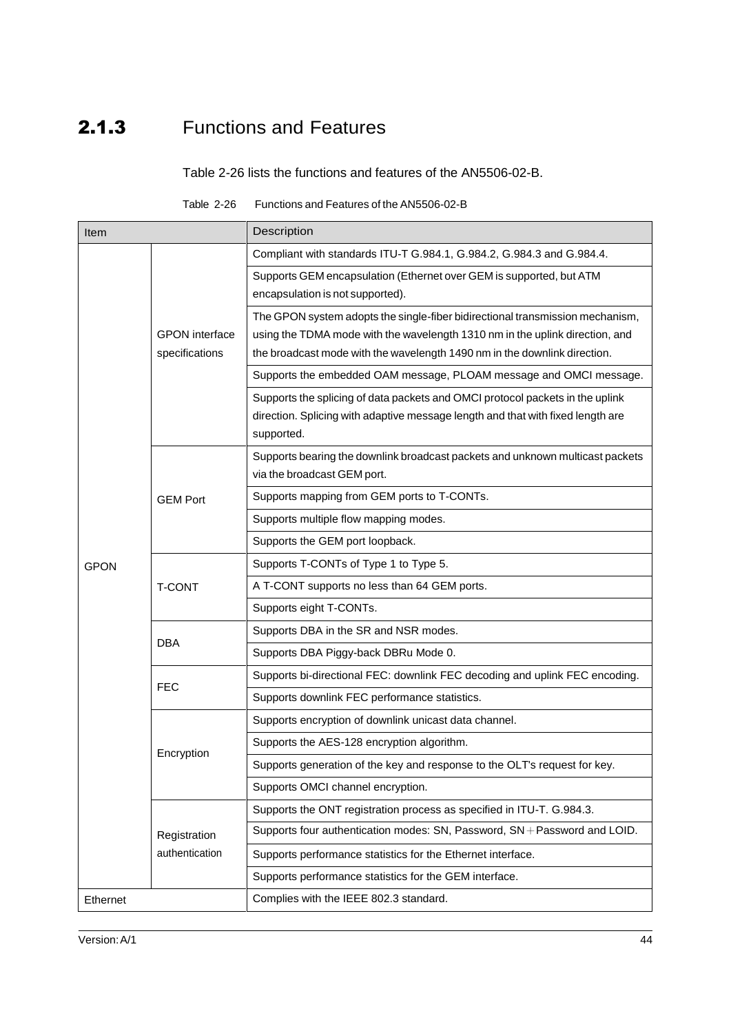## 2.1.3 Functions and Features

Table 2-26 lists the functions and features of the AN5506-02-B.

Table 2-26 Functions and Features of the AN5506-02-B

| Item | | Description |
|---|---|---|
| GPON | GPON interface specifications | Compliant with standards ITU-T G.984.1, G.984.2, G.984.3 and G.984.4. |
| | | Supports GEM encapsulation (Ethernet over GEM is supported, but ATM encapsulation is not supported). |
| | | The GPON system adopts the single-fiber bidirectional transmission mechanism, using the TDMA mode with the wavelength 1310 nm in the uplink direction, and the broadcast mode with the wavelength 1490 nm in the downlink direction. |
| | | Supports the embedded OAM message, PLOAM message and OMCI message. |
| | | Supports the splicing of data packets and OMCI protocol packets in the uplink direction. Splicing with adaptive message length and that with fixed length are supported. |
| | GEM Port | Supports bearing the downlink broadcast packets and unknown multicast packets via the broadcast GEM port. |
| | | Supports mapping from GEM ports to T-CONTs. |
| | | Supports multiple flow mapping modes. |
| | | Supports the GEM port loopback. |
| | T-CONT | Supports T-CONTs of Type 1 to Type 5. |
| | | A T-CONT supports no less than 64 GEM ports. |
| | | Supports eight T-CONTs. |
| | DBA | Supports DBA in the SR and NSR modes. |
| | | Supports DBA Piggy-back DBRu Mode 0. |
| | FEC | Supports bi-directional FEC: downlink FEC decoding and uplink FEC encoding. |
| | | Supports downlink FEC performance statistics. |
| | Encryption | Supports encryption of downlink unicast data channel. |
| | | Supports the AES-128 encryption algorithm. |
| | | Supports generation of the key and response to the OLT's request for key. |
| | | Supports OMCI channel encryption. |
| | Registration authentication | Supports the ONT registration process as specified in ITU-T. G.984.3. |
| | | Supports four authentication modes: SN, Password, SN＋Password and LOID. |
| | | Supports performance statistics for the Ethernet interface. |
| | | Supports performance statistics for the GEM interface. |
| Ethernet | | Complies with the IEEE 802.3 standard. |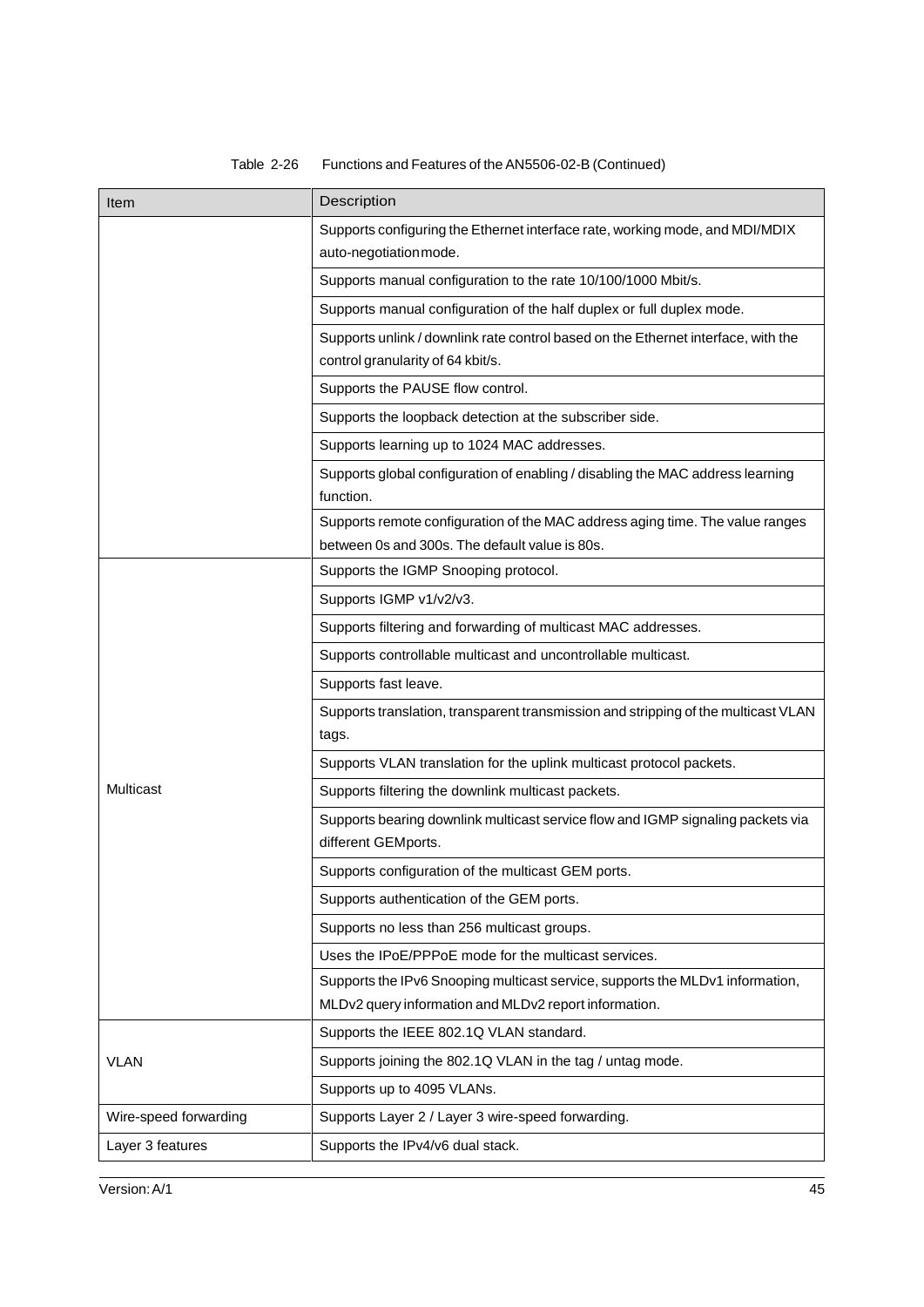Table 2-26 Functions and Features of the AN5506-02-B (Continued)

| Item | Description |
|---|---|
| | Supports configuring the Ethernet interface rate, working mode, and MDI/MDIX auto-negotiation mode. |
| | Supports manual configuration to the rate 10/100/1000 Mbit/s. |
| | Supports manual configuration of the half duplex or full duplex mode. |
| | Supports unlink / downlink rate control based on the Ethernet interface, with the control granularity of 64 kbit/s. |
| | Supports the PAUSE flow control. |
| | Supports the loopback detection at the subscriber side. |
| | Supports learning up to 1024 MAC addresses. |
| | Supports global configuration of enabling / disabling the MAC address learning function. |
| | Supports remote configuration of the MAC address aging time. The value ranges between 0s and 300s. The default value is 80s. |
| Multicast | Supports the IGMP Snooping protocol. |
| | Supports IGMP v1/v2/v3. |
| | Supports filtering and forwarding of multicast MAC addresses. |
| | Supports controllable multicast and uncontrollable multicast. |
| | Supports fast leave. |
| | Supports translation, transparent transmission and stripping of the multicast VLAN tags. |
| | Supports VLAN translation for the uplink multicast protocol packets. |
| | Supports filtering the downlink multicast packets. |
| | Supports bearing downlink multicast service flow and IGMP signaling packets via different GEMports. |
| | Supports configuration of the multicast GEM ports. |
| | Supports authentication of the GEM ports. |
| | Supports no less than 256 multicast groups. |
| | Uses the IPoE/PPPoE mode for the multicast services. |
| | Supports the IPv6 Snooping multicast service, supports the MLDv1 information, MLDv2 query information and MLDv2 report information. |
| VLAN | Supports the IEEE 802.1Q VLAN standard. |
| | Supports joining the 802.1Q VLAN in the tag / untag mode. |
| | Supports up to 4095 VLANs. |
| Wire-speed forwarding | Supports Layer 2 / Layer 3 wire-speed forwarding. |
| Layer 3 features | Supports the IPv4/v6 dual stack. |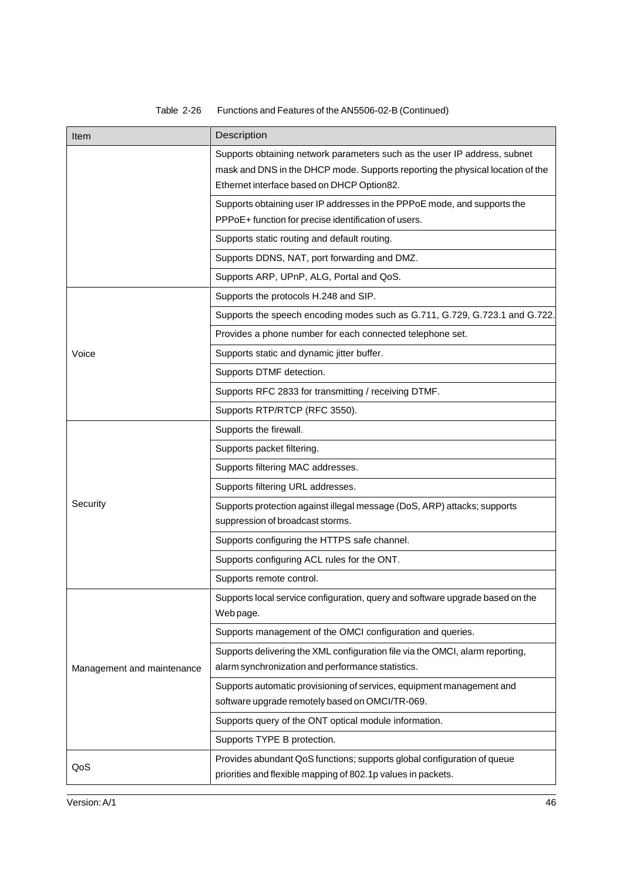Table 2-26 Functions and Features of the AN5506-02-B (Continued)

| Item | Description |
| --- | --- |
| | Supports obtaining network parameters such as the user IP address, subnet mask and DNS in the DHCP mode. Supports reporting the physical location of the Ethernet interface based on DHCP Option82. |
| | Supports obtaining user IP addresses in the PPPoE mode, and supports the PPPoE+ function for precise identification of users. |
| | Supports static routing and default routing. |
| | Supports DDNS, NAT, port forwarding and DMZ. |
| | Supports ARP, UPnP, ALG, Portal and QoS. |
| Voice | Supports the protocols H.248 and SIP. |
| | Supports the speech encoding modes such as G.711, G.729, G.723.1 and G.722. |
| | Provides a phone number for each connected telephone set. |
| | Supports static and dynamic jitter buffer. |
| | Supports DTMF detection. |
| | Supports RFC 2833 for transmitting / receiving DTMF. |
| | Supports RTP/RTCP (RFC 3550). |
| Security | Supports the firewall. |
| | Supports packet filtering. |
| | Supports filtering MAC addresses. |
| | Supports filtering URL addresses. |
| | Supports protection against illegal message (DoS, ARP) attacks; supports suppression of broadcast storms. |
| | Supports configuring the HTTPS safe channel. |
| | Supports configuring ACL rules for the ONT. |
| | Supports remote control. |
| Management and maintenance | Supports local service configuration, query and software upgrade based on the Web page. |
| | Supports management of the OMCI configuration and queries. |
| | Supports delivering the XML configuration file via the OMCI, alarm reporting, alarm synchronization and performance statistics. |
| | Supports automatic provisioning of services, equipment management and software upgrade remotely based on OMCI/TR-069. |
| | Supports query of the ONT optical module information. |
| | Supports TYPE B protection. |
| QoS | Provides abundant QoS functions; supports global configuration of queue priorities and flexible mapping of 802.1p values in packets. |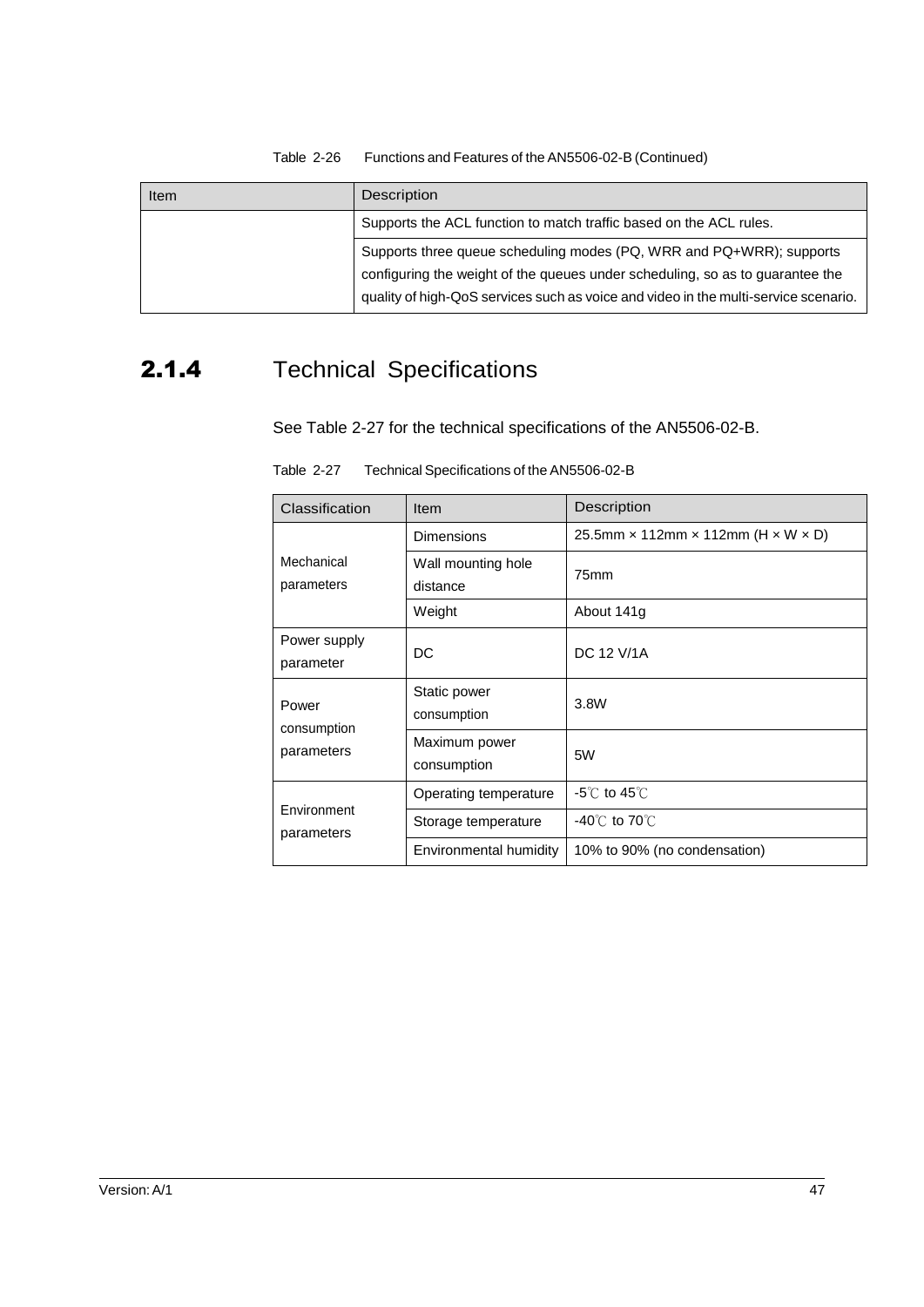Table 2-26 Functions and Features of the AN5506-02-B (Continued)

| Item | Description |
| --- | --- |
| | Supports the ACL function to match traffic based on the ACL rules. |
| | Supports three queue scheduling modes (PQ, WRR and PQ+WRR); supports configuring the weight of the queues under scheduling, so as to guarantee the quality of high-QoS services such as voice and video in the multi-service scenario. |

### 2.1.4 Technical Specifications

See Table 2-27 for the technical specifications of the AN5506-02-B.

Table 2-27 Technical Specifications of the AN5506-02-B

| Classification | Item | Description |
| --- | --- | --- |
| Mechanical parameters | Dimensions | 25.5mm × 112mm × 112mm (H × W × D) |
| | Wall mounting hole distance | 75mm |
| | Weight | About 141g |
| Power supply parameter | DC | DC 12 V/1A |
| Power consumption parameters | Static power consumption | 3.8W |
| | Maximum power consumption | 5W |
| Environment parameters | Operating temperature | -5℃ to 45℃ |
| | Storage temperature | -40℃ to 70℃ |
| | Environmental humidity | 10% to 90% (no condensation) |